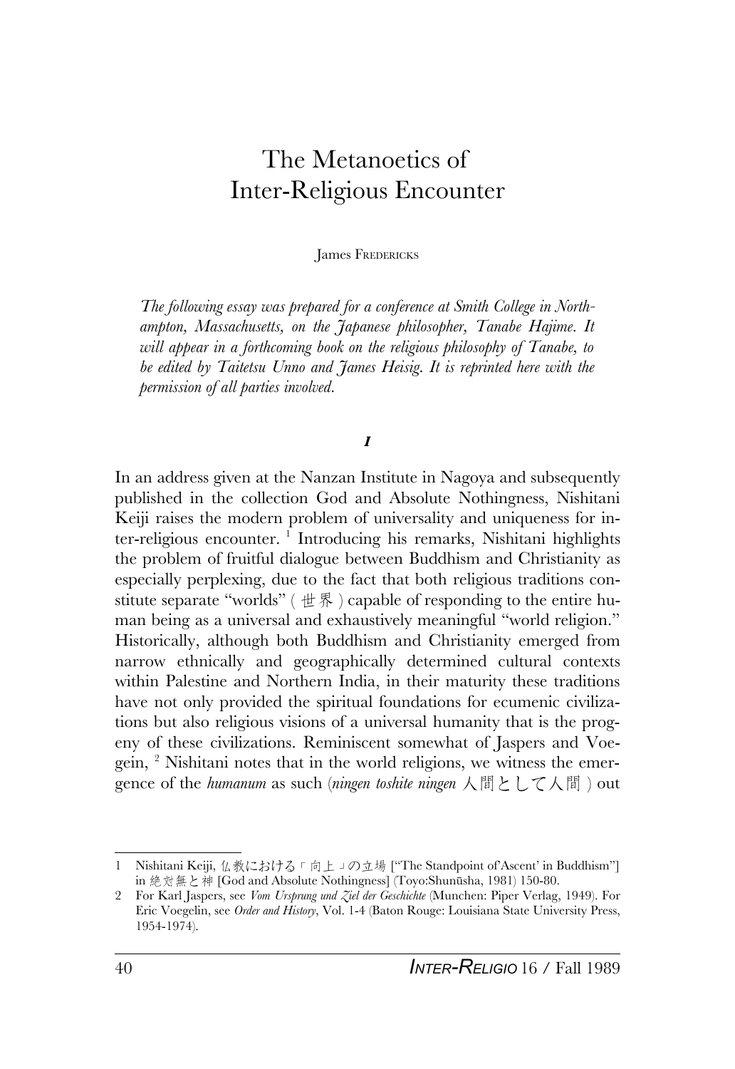# The Metanoetics of Inter-Religious Encounter

James FREDERICKS

*The following essay was prepared for a conference at Smith College in Northampton, Massachusetts, on the Japanese philosopher, Tanabe Hajime. It will appear in a forthcoming book on the religious philosophy of Tanabe, to be edited by Taitetsu Unno and James Heisig. It is reprinted here with the permission of all parties involved.*

## I

In an address given at the Nanzan Institute in Nagoya and subsequently published in the collection God and Absolute Nothingness, Nishitani Keiji raises the modern problem of universality and uniqueness for inter-religious encounter. [1] Introducing his remarks, Nishitani highlights the problem of fruitful dialogue between Buddhism and Christianity as especially perplexing, due to the fact that both religious traditions constitute separate "worlds" ( 世界 ) capable of responding to the entire human being as a universal and exhaustively meaningful "world religion." Historically, although both Buddhism and Christianity emerged from narrow ethnically and geographically determined cultural contexts within Palestine and Northern India, in their maturity these traditions have not only provided the spiritual foundations for ecumenic civilizations but also religious visions of a universal humanity that is the progeny of these civilizations. Reminiscent somewhat of Jaspers and Voegein, [2] Nishitani notes that in the world religions, we witness the emergence of the *humanum* as such (*ningen toshite ningen* 人間として人間 ) out

---

1 Nishitani Keiji, 仏教における「向上」の立場 ["The Standpoint of'Ascent' in Buddhism"] in 絶対無と神 [God and Absolute Nothingness] (Toyo:Shunūsha, 1981) 150-80.

2 For Karl Jaspers, see *Vom Ursprung und Ziel der Geschichte* (Munchen: Piper Verlag, 1949). For Eric Voegelin, see *Order and History*, Vol. 1-4 (Baton Rouge: Louisiana State University Press, 1954-1974).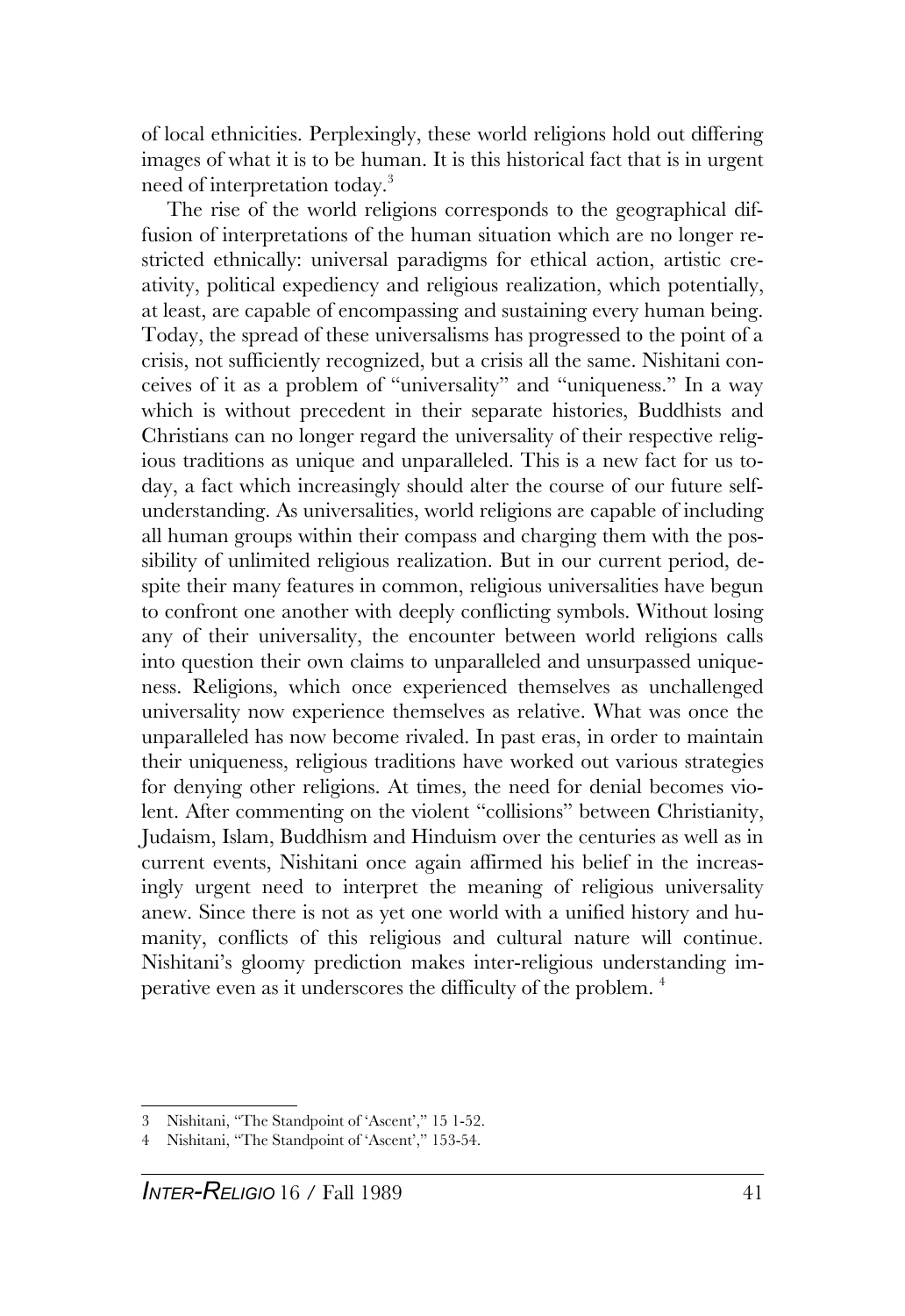of local ethnicities. Perplexingly, these world religions hold out differing images of what it is to be human. It is this historical fact that is in urgent need of interpretation today.[3]

The rise of the world religions corresponds to the geographical diffusion of interpretations of the human situation which are no longer restricted ethnically: universal paradigms for ethical action, artistic creativity, political expediency and religious realization, which potentially, at least, are capable of encompassing and sustaining every human being. Today, the spread of these universalisms has progressed to the point of a crisis, not sufficiently recognized, but a crisis all the same. Nishitani conceives of it as a problem of "universality" and "uniqueness." In a way which is without precedent in their separate histories, Buddhists and Christians can no longer regard the universality of their respective religious traditions as unique and unparalleled. This is a new fact for us today, a fact which increasingly should alter the course of our future self-understanding. As universalities, world religions are capable of including all human groups within their compass and charging them with the possibility of unlimited religious realization. But in our current period, despite their many features in common, religious universalities have begun to confront one another with deeply conflicting symbols. Without losing any of their universality, the encounter between world religions calls into question their own claims to unparalleled and unsurpassed uniqueness. Religions, which once experienced themselves as unchallenged universality now experience themselves as relative. What was once the unparalleled has now become rivaled. In past eras, in order to maintain their uniqueness, religious traditions have worked out various strategies for denying other religions. At times, the need for denial becomes violent. After commenting on the violent "collisions" between Christianity, Judaism, Islam, Buddhism and Hinduism over the centuries as well as in current events, Nishitani once again affirmed his belief in the increasingly urgent need to interpret the meaning of religious universality anew. Since there is not as yet one world with a unified history and humanity, conflicts of this religious and cultural nature will continue. Nishitani's gloomy prediction makes inter-religious understanding imperative even as it underscores the difficulty of the problem. [4]

---

3 Nishitani, "The Standpoint of 'Ascent'," 15 1-52.

4 Nishitani, "The Standpoint of 'Ascent'," 153-54.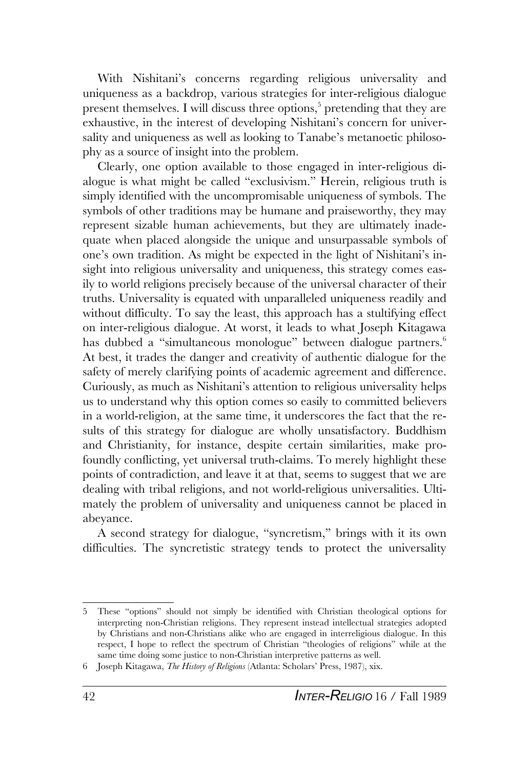With Nishitani's concerns regarding religious universality and uniqueness as a backdrop, various strategies for inter-religious dialogue present themselves. I will discuss three options,[5] pretending that they are exhaustive, in the interest of developing Nishitani's concern for universality and uniqueness as well as looking to Tanabe's metanoetic philosophy as a source of insight into the problem.

Clearly, one option available to those engaged in inter-religious dialogue is what might be called "exclusivism." Herein, religious truth is simply identified with the uncompromisable uniqueness of symbols. The symbols of other traditions may be humane and praiseworthy, they may represent sizable human achievements, but they are ultimately inadequate when placed alongside the unique and unsurpassable symbols of one's own tradition. As might be expected in the light of Nishitani's insight into religious universality and uniqueness, this strategy comes easily to world religions precisely because of the universal character of their truths. Universality is equated with unparalleled uniqueness readily and without difficulty. To say the least, this approach has a stultifying effect on inter-religious dialogue. At worst, it leads to what Joseph Kitagawa has dubbed a "simultaneous monologue" between dialogue partners.[6] At best, it trades the danger and creativity of authentic dialogue for the safety of merely clarifying points of academic agreement and difference. Curiously, as much as Nishitani's attention to religious universality helps us to understand why this option comes so easily to committed believers in a world-religion, at the same time, it underscores the fact that the results of this strategy for dialogue are wholly unsatisfactory. Buddhism and Christianity, for instance, despite certain similarities, make profoundly conflicting, yet universal truth-claims. To merely highlight these points of contradiction, and leave it at that, seems to suggest that we are dealing with tribal religions, and not world-religious universalities. Ultimately the problem of universality and uniqueness cannot be placed in abeyance.

A second strategy for dialogue, "syncretism," brings with it its own difficulties. The syncretistic strategy tends to protect the universality

---

5 These "options" should not simply be identified with Christian theological options for interpreting non-Christian religions. They represent instead intellectual strategies adopted by Christians and non-Christians alike who are engaged in interreligious dialogue. In this respect, I hope to reflect the spectrum of Christian "theologies of religions" while at the same time doing some justice to non-Christian interpretive patterns as well.

6 Joseph Kitagawa, *The History of Religions* (Atlanta: Scholars' Press, 1987), xix.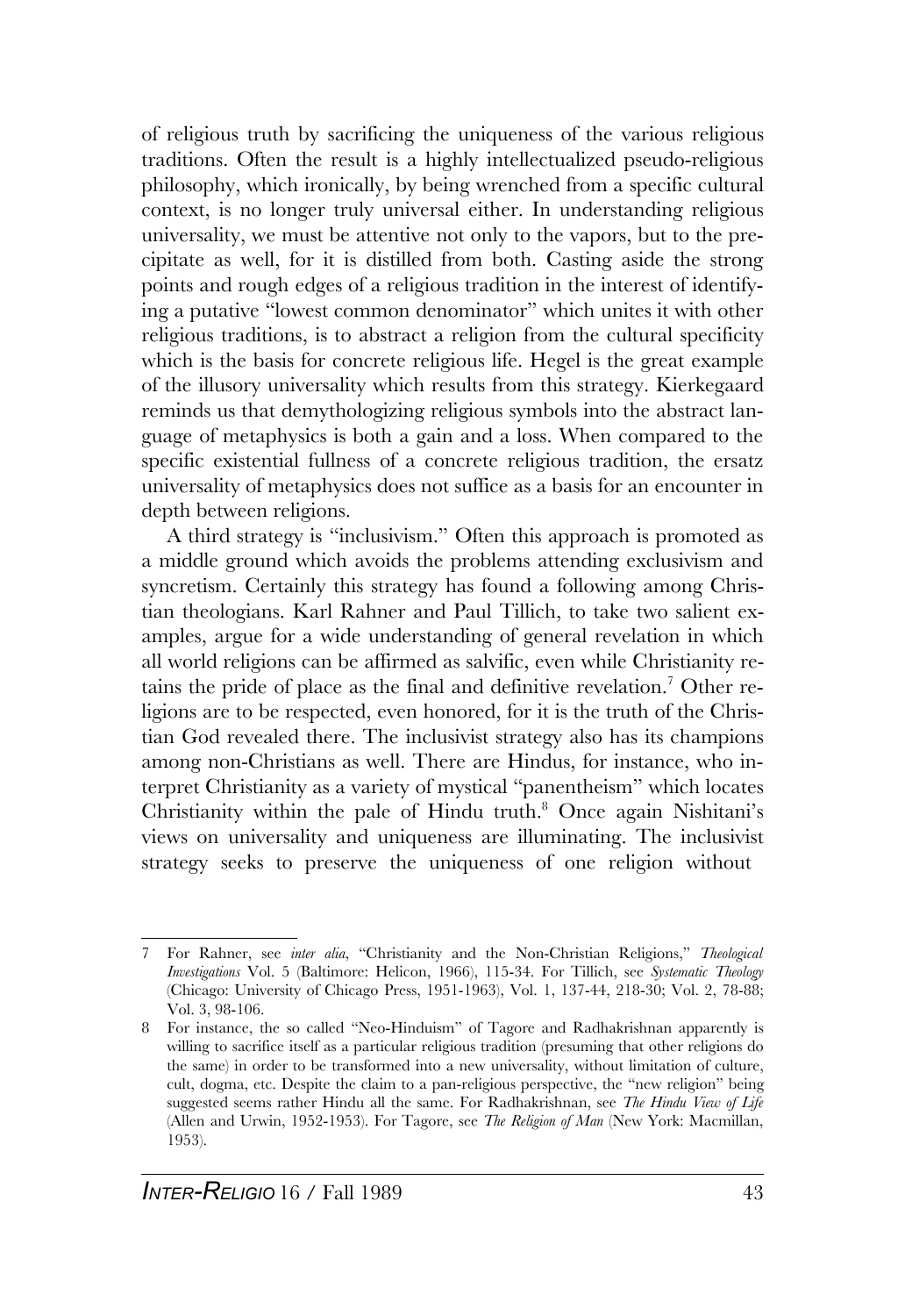of religious truth by sacrificing the uniqueness of the various religious traditions. Often the result is a highly intellectualized pseudo-religious philosophy, which ironically, by being wrenched from a specific cultural context, is no longer truly universal either. In understanding religious universality, we must be attentive not only to the vapors, but to the precipitate as well, for it is distilled from both. Casting aside the strong points and rough edges of a religious tradition in the interest of identifying a putative "lowest common denominator" which unites it with other religious traditions, is to abstract a religion from the cultural specificity which is the basis for concrete religious life. Hegel is the great example of the illusory universality which results from this strategy. Kierkegaard reminds us that demythologizing religious symbols into the abstract language of metaphysics is both a gain and a loss. When compared to the specific existential fullness of a concrete religious tradition, the ersatz universality of metaphysics does not suffice as a basis for an encounter in depth between religions.

A third strategy is "inclusivism." Often this approach is promoted as a middle ground which avoids the problems attending exclusivism and syncretism. Certainly this strategy has found a following among Christian theologians. Karl Rahner and Paul Tillich, to take two salient examples, argue for a wide understanding of general revelation in which all world religions can be affirmed as salvific, even while Christianity retains the pride of place as the final and definitive revelation.[7] Other religions are to be respected, even honored, for it is the truth of the Christian God revealed there. The inclusivist strategy also has its champions among non-Christians as well. There are Hindus, for instance, who interpret Christianity as a variety of mystical "panentheism" which locates Christianity within the pale of Hindu truth.[8] Once again Nishitani's views on universality and uniqueness are illuminating. The inclusivist strategy seeks to preserve the uniqueness of one religion without

---

7 For Rahner, see *inter alia*, "Christianity and the Non-Christian Religions," *Theological Investigations* Vol. 5 (Baltimore: Helicon, 1966), 115-34. For Tillich, see *Systematic Theology* (Chicago: University of Chicago Press, 1951-1963), Vol. 1, 137-44, 218-30; Vol. 2, 78-88; Vol. 3, 98-106.

8 For instance, the so called "Neo-Hinduism" of Tagore and Radhakrishnan apparently is willing to sacrifice itself as a particular religious tradition (presuming that other religions do the same) in order to be transformed into a new universality, without limitation of culture, cult, dogma, etc. Despite the claim to a pan-religious perspective, the "new religion" being suggested seems rather Hindu all the same. For Radhakrishnan, see *The Hindu View of Life* (Allen and Urwin, 1952-1953). For Tagore, see *The Religion of Man* (New York: Macmillan, 1953).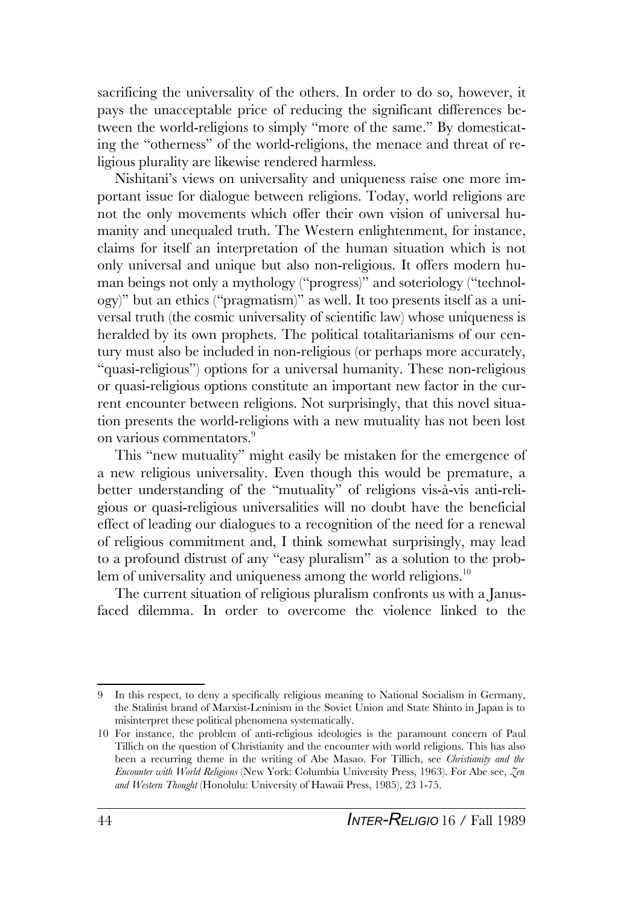sacrificing the universality of the others. In order to do so, however, it pays the unacceptable price of reducing the significant differences between the world-religions to simply "more of the same." By domesticating the "otherness" of the world-religions, the menace and threat of religious plurality are likewise rendered harmless.

Nishitani's views on universality and uniqueness raise one more important issue for dialogue between religions. Today, world religions are not the only movements which offer their own vision of universal humanity and unequaled truth. The Western enlightenment, for instance, claims for itself an interpretation of the human situation which is not only universal and unique but also non-religious. It offers modern human beings not only a mythology ("progress)" and soteriology ("technology)" but an ethics ("pragmatism)" as well. It too presents itself as a universal truth (the cosmic universality of scientific law) whose uniqueness is heralded by its own prophets. The political totalitarianisms of our century must also be included in non-religious (or perhaps more accurately, "quasi-religious") options for a universal humanity. These non-religious or quasi-religious options constitute an important new factor in the current encounter between religions. Not surprisingly, that this novel situation presents the world-religions with a new mutuality has not been lost on various commentators.[9]

This "new mutuality" might easily be mistaken for the emergence of a new religious universality. Even though this would be premature, a better understanding of the "mutuality" of religions vis-à-vis anti-religious or quasi-religious universalities will no doubt have the beneficial effect of leading our dialogues to a recognition of the need for a renewal of religious commitment and, I think somewhat surprisingly, may lead to a profound distrust of any "easy pluralism" as a solution to the problem of universality and uniqueness among the world religions.[10]

The current situation of religious pluralism confronts us with a Janus-faced dilemma. In order to overcome the violence linked to the

---

9 In this respect, to deny a specifically religious meaning to National Socialism in Germany, the Stalinist brand of Marxist-Leninism in the Soviet Union and State Shinto in Japan is to misinterpret these political phenomena systematically.

10 For instance, the problem of anti-religious ideologies is the paramount concern of Paul Tillich on the question of Christianity and the encounter with world religions. This has also been a recurring theme in the writing of Abe Masao. For Tillich, see *Christianity and the Encounter with World Religions* (New York: Columbia University Press, 1963). For Abe see, *Zen and Western Thought* (Honolulu: University of Hawaii Press, 1985), 23 1-75.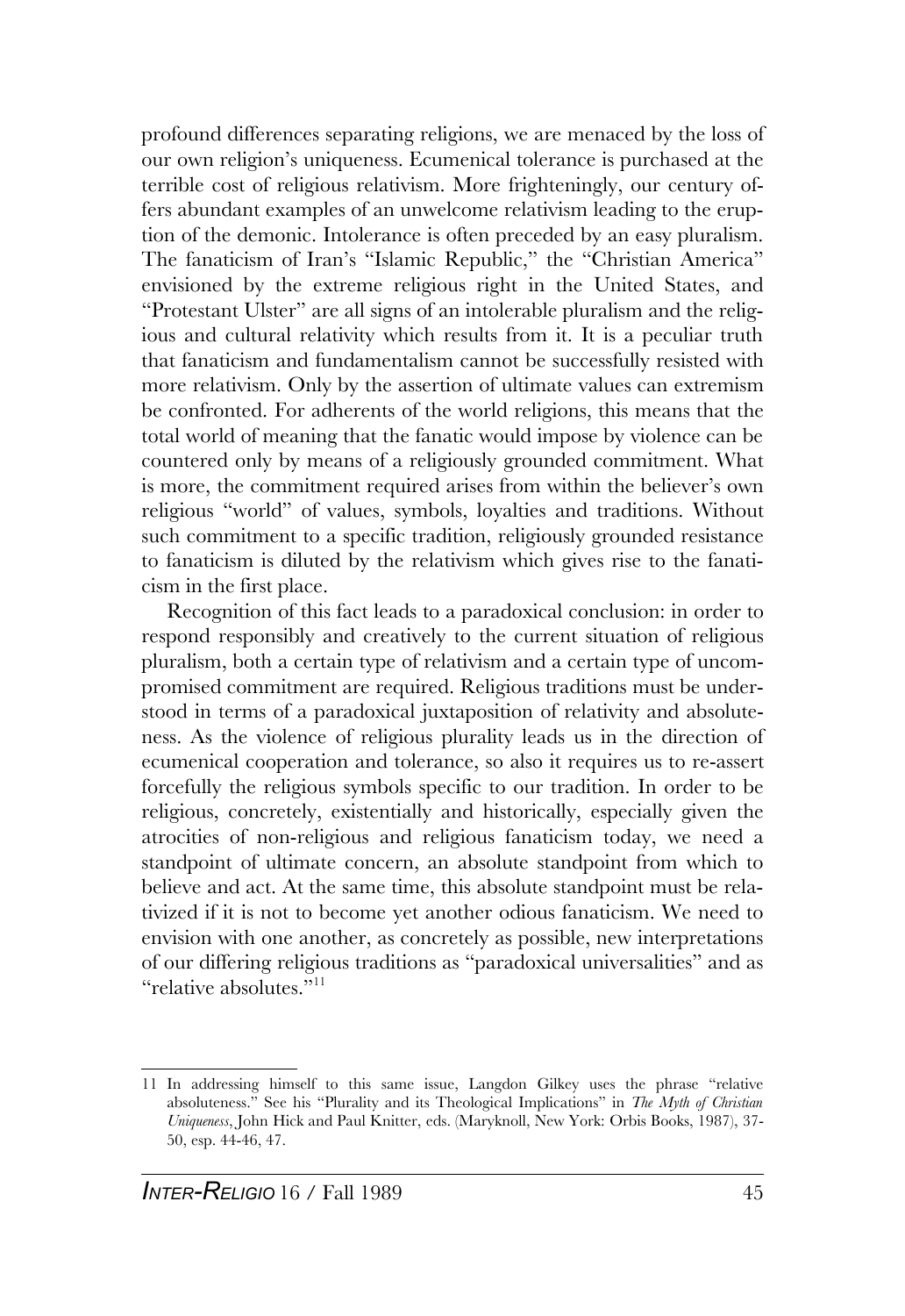profound differences separating religions, we are menaced by the loss of our own religion's uniqueness. Ecumenical tolerance is purchased at the terrible cost of religious relativism. More frighteningly, our century offers abundant examples of an unwelcome relativism leading to the eruption of the demonic. Intolerance is often preceded by an easy pluralism. The fanaticism of Iran's "Islamic Republic," the "Christian America" envisioned by the extreme religious right in the United States, and "Protestant Ulster" are all signs of an intolerable pluralism and the religious and cultural relativity which results from it. It is a peculiar truth that fanaticism and fundamentalism cannot be successfully resisted with more relativism. Only by the assertion of ultimate values can extremism be confronted. For adherents of the world religions, this means that the total world of meaning that the fanatic would impose by violence can be countered only by means of a religiously grounded commitment. What is more, the commitment required arises from within the believer's own religious "world" of values, symbols, loyalties and traditions. Without such commitment to a specific tradition, religiously grounded resistance to fanaticism is diluted by the relativism which gives rise to the fanaticism in the first place.

Recognition of this fact leads to a paradoxical conclusion: in order to respond responsibly and creatively to the current situation of religious pluralism, both a certain type of relativism and a certain type of uncompromised commitment are required. Religious traditions must be understood in terms of a paradoxical juxtaposition of relativity and absoluteness. As the violence of religious plurality leads us in the direction of ecumenical cooperation and tolerance, so also it requires us to re-assert forcefully the religious symbols specific to our tradition. In order to be religious, concretely, existentially and historically, especially given the atrocities of non-religious and religious fanaticism today, we need a standpoint of ultimate concern, an absolute standpoint from which to believe and act. At the same time, this absolute standpoint must be relativized if it is not to become yet another odious fanaticism. We need to envision with one another, as concretely as possible, new interpretations of our differing religious traditions as "paradoxical universalities" and as "relative absolutes."[11]

---

11 In addressing himself to this same issue, Langdon Gilkey uses the phrase "relative absoluteness." See his "Plurality and its Theological Implications" in *The Myth of Christian Uniqueness*, John Hick and Paul Knitter, eds. (Maryknoll, New York: Orbis Books, 1987), 37-50, esp. 44-46, 47.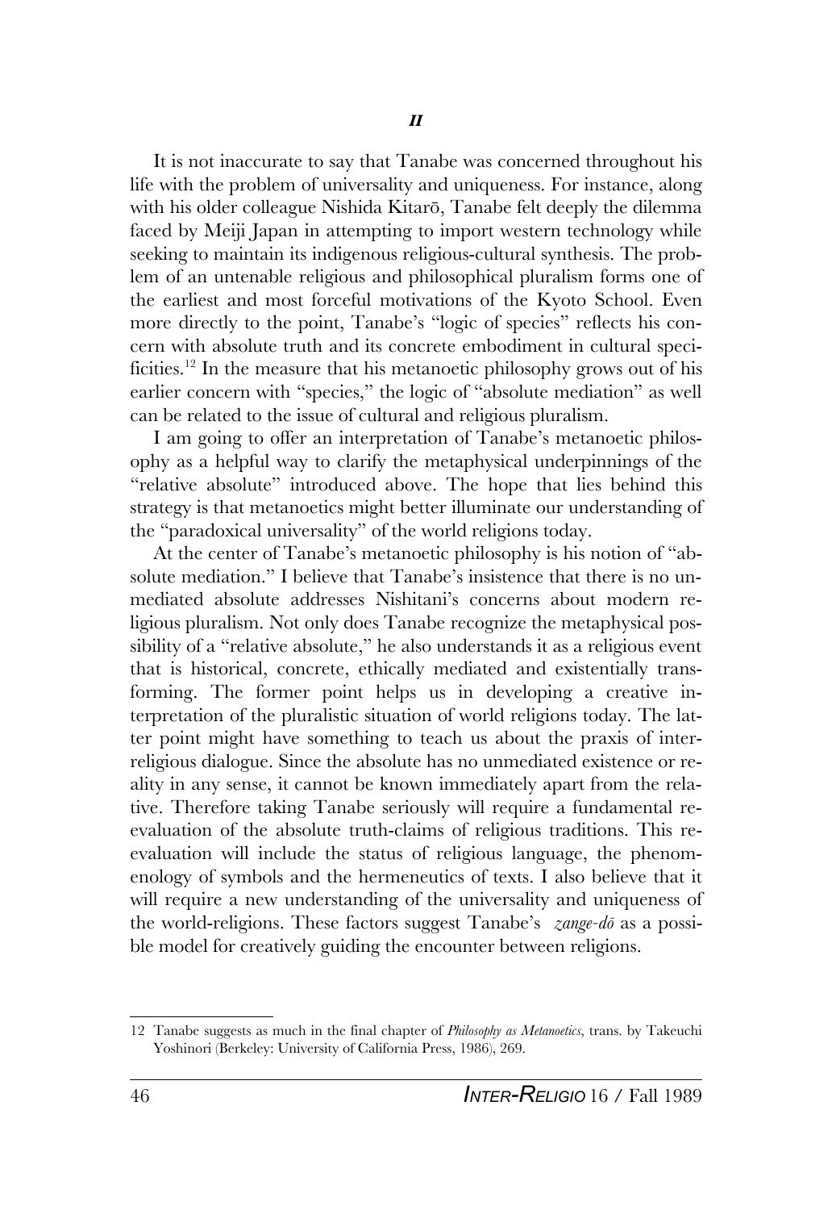## II

It is not inaccurate to say that Tanabe was concerned throughout his life with the problem of universality and uniqueness. For instance, along with his older colleague Nishida Kitarō, Tanabe felt deeply the dilemma faced by Meiji Japan in attempting to import western technology while seeking to maintain its indigenous religious-cultural synthesis. The problem of an untenable religious and philosophical pluralism forms one of the earliest and most forceful motivations of the Kyoto School. Even more directly to the point, Tanabe's "logic of species" reflects his concern with absolute truth and its concrete embodiment in cultural specificities.[12] In the measure that his metanoetic philosophy grows out of his earlier concern with "species," the logic of "absolute mediation" as well can be related to the issue of cultural and religious pluralism.

I am going to offer an interpretation of Tanabe's metanoetic philosophy as a helpful way to clarify the metaphysical underpinnings of the "relative absolute" introduced above. The hope that lies behind this strategy is that metanoetics might better illuminate our understanding of the "paradoxical universality" of the world religions today.

At the center of Tanabe's metanoetic philosophy is his notion of "absolute mediation." I believe that Tanabe's insistence that there is no unmediated absolute addresses Nishitani's concerns about modern religious pluralism. Not only does Tanabe recognize the metaphysical possibility of a "relative absolute," he also understands it as a religious event that is historical, concrete, ethically mediated and existentially transforming. The former point helps us in developing a creative interpretation of the pluralistic situation of world religions today. The latter point might have something to teach us about the praxis of interreligious dialogue. Since the absolute has no unmediated existence or reality in any sense, it cannot be known immediately apart from the relative. Therefore taking Tanabe seriously will require a fundamental reevaluation of the absolute truth-claims of religious traditions. This reevaluation will include the status of religious language, the phenomenology of symbols and the hermeneutics of texts. I also believe that it will require a new understanding of the universality and uniqueness of the world-religions. These factors suggest Tanabe's *zange-dō* as a possible model for creatively guiding the encounter between religions.

---

12 Tanabe suggests as much in the final chapter of *Philosophy as Metanoetics*, trans. by Takeuchi Yoshinori (Berkeley: University of California Press, 1986), 269.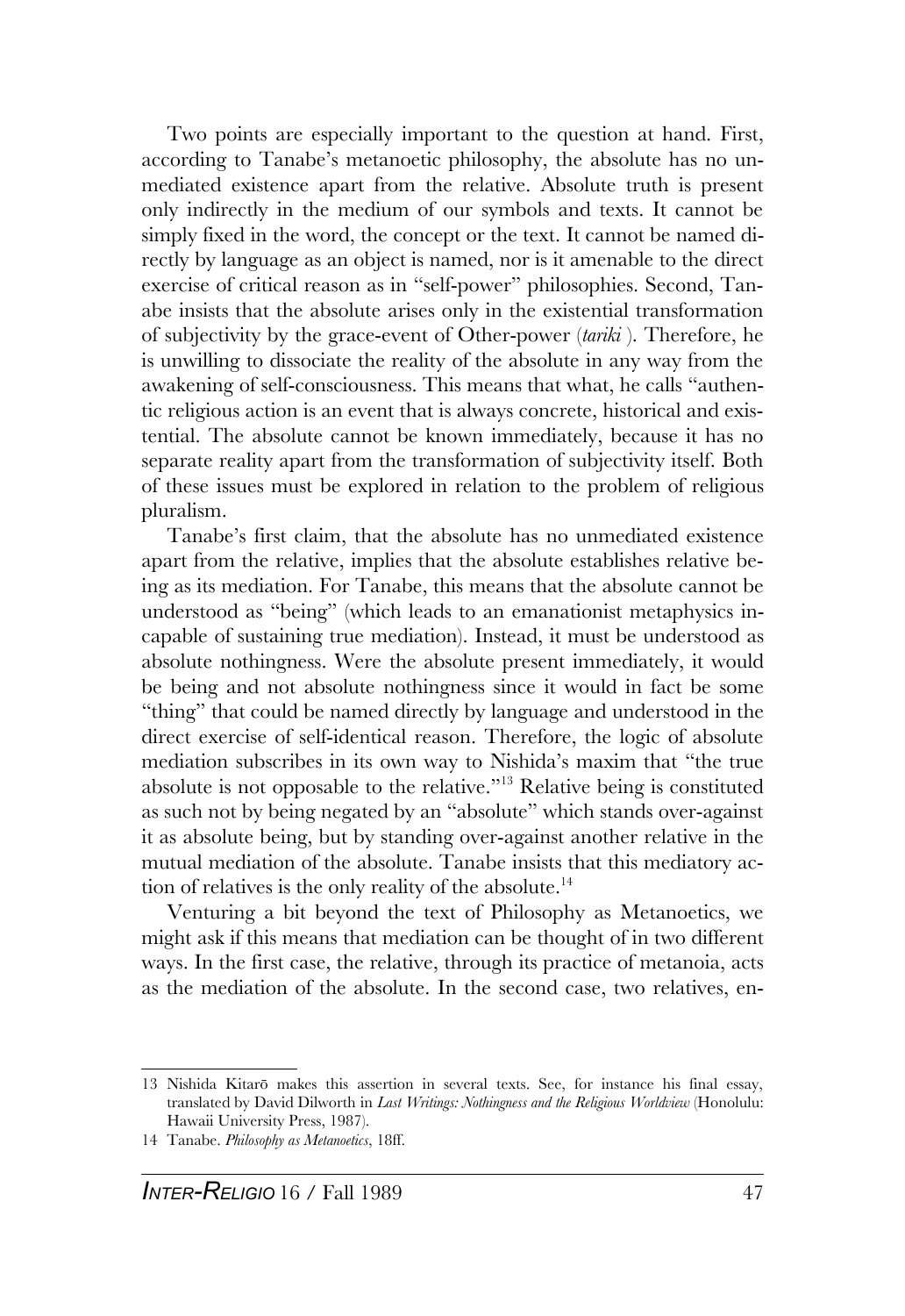Two points are especially important to the question at hand. First, according to Tanabe's metanoetic philosophy, the absolute has no unmediated existence apart from the relative. Absolute truth is present only indirectly in the medium of our symbols and texts. It cannot be simply fixed in the word, the concept or the text. It cannot be named directly by language as an object is named, nor is it amenable to the direct exercise of critical reason as in "self-power" philosophies. Second, Tanabe insists that the absolute arises only in the existential transformation of subjectivity by the grace-event of Other-power (*tariki* ). Therefore, he is unwilling to dissociate the reality of the absolute in any way from the awakening of self-consciousness. This means that what, he calls "authentic religious action is an event that is always concrete, historical and existential. The absolute cannot be known immediately, because it has no separate reality apart from the transformation of subjectivity itself. Both of these issues must be explored in relation to the problem of religious pluralism.

Tanabe's first claim, that the absolute has no unmediated existence apart from the relative, implies that the absolute establishes relative being as its mediation. For Tanabe, this means that the absolute cannot be understood as "being" (which leads to an emanationist metaphysics incapable of sustaining true mediation). Instead, it must be understood as absolute nothingness. Were the absolute present immediately, it would be being and not absolute nothingness since it would in fact be some "thing" that could be named directly by language and understood in the direct exercise of self-identical reason. Therefore, the logic of absolute mediation subscribes in its own way to Nishida's maxim that "the true absolute is not opposable to the relative."[13] Relative being is constituted as such not by being negated by an "absolute" which stands over-against it as absolute being, but by standing over-against another relative in the mutual mediation of the absolute. Tanabe insists that this mediatory action of relatives is the only reality of the absolute.[14]

Venturing a bit beyond the text of Philosophy as Metanoetics, we might ask if this means that mediation can be thought of in two different ways. In the first case, the relative, through its practice of metanoia, acts as the mediation of the absolute. In the second case, two relatives, en-

---

13 Nishida Kitarō makes this assertion in several texts. See, for instance his final essay, translated by David Dilworth in *Last Writings: Nothingness and the Religious Worldview* (Honolulu: Hawaii University Press, 1987).

14 Tanabe. *Philosophy as Metanoetics*, 18ff.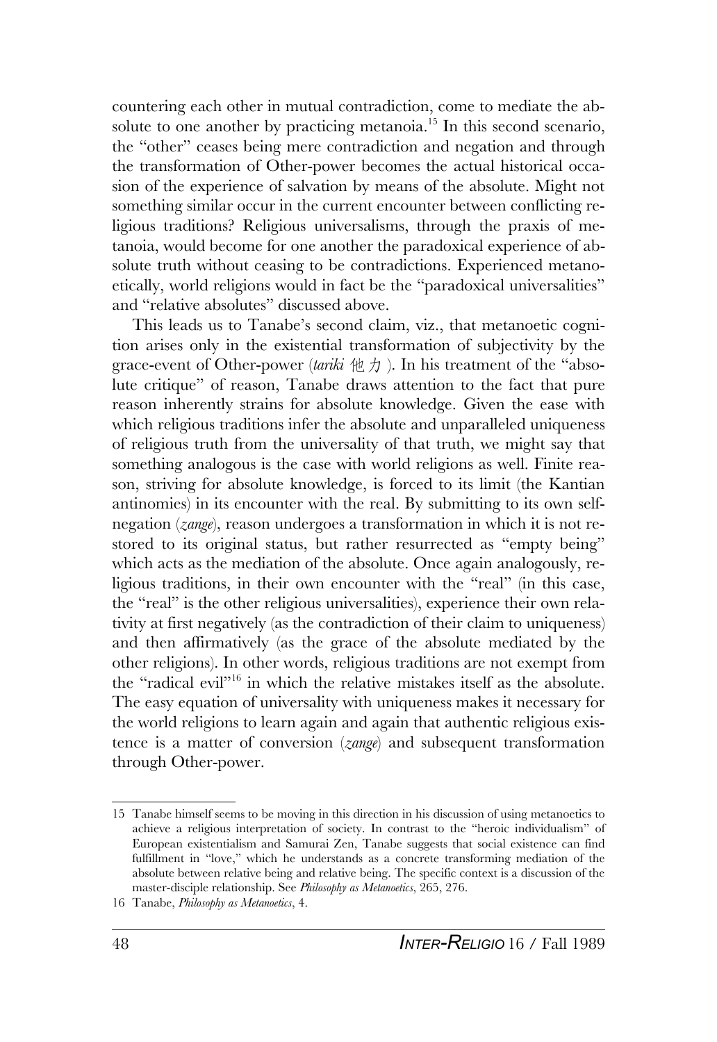countering each other in mutual contradiction, come to mediate the absolute to one another by practicing metanoia.[15] In this second scenario, the "other" ceases being mere contradiction and negation and through the transformation of Other-power becomes the actual historical occasion of the experience of salvation by means of the absolute. Might not something similar occur in the current encounter between conflicting religious traditions? Religious universalisms, through the praxis of metanoia, would become for one another the paradoxical experience of absolute truth without ceasing to be contradictions. Experienced metanoetically, world religions would in fact be the "paradoxical universalities" and "relative absolutes" discussed above.

This leads us to Tanabe's second claim, viz., that metanoetic cognition arises only in the existential transformation of subjectivity by the grace-event of Other-power (*tariki* 他力). In his treatment of the "absolute critique" of reason, Tanabe draws attention to the fact that pure reason inherently strains for absolute knowledge. Given the ease with which religious traditions infer the absolute and unparalleled uniqueness of religious truth from the universality of that truth, we might say that something analogous is the case with world religions as well. Finite reason, striving for absolute knowledge, is forced to its limit (the Kantian antinomies) in its encounter with the real. By submitting to its own self-negation (*zange*), reason undergoes a transformation in which it is not restored to its original status, but rather resurrected as "empty being" which acts as the mediation of the absolute. Once again analogously, religious traditions, in their own encounter with the "real" (in this case, the "real" is the other religious universalities), experience their own relativity at first negatively (as the contradiction of their claim to uniqueness) and then affirmatively (as the grace of the absolute mediated by the other religions). In other words, religious traditions are not exempt from the "radical evil"[16] in which the relative mistakes itself as the absolute. The easy equation of universality with uniqueness makes it necessary for the world religions to learn again and again that authentic religious existence is a matter of conversion (*zange*) and subsequent transformation through Other-power.

---

15 Tanabe himself seems to be moving in this direction in his discussion of using metanoetics to achieve a religious interpretation of society. In contrast to the "heroic individualism" of European existentialism and Samurai Zen, Tanabe suggests that social existence can find fulfillment in "love," which he understands as a concrete transforming mediation of the absolute between relative being and relative being. The specific context is a discussion of the master-disciple relationship. See *Philosophy as Metanoetics*, 265, 276.

16 Tanabe, *Philosophy as Metanoetics*, 4.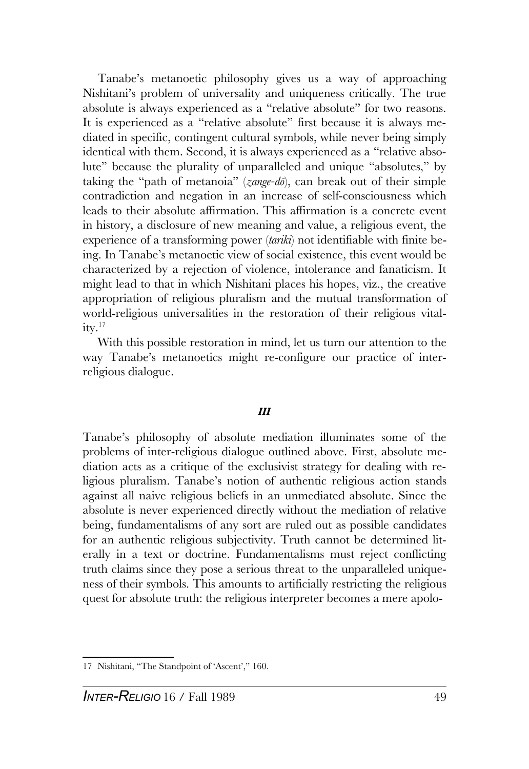Tanabe's metanoetic philosophy gives us a way of approaching Nishitani's problem of universality and uniqueness critically. The true absolute is always experienced as a "relative absolute" for two reasons. It is experienced as a "relative absolute" first because it is always mediated in specific, contingent cultural symbols, while never being simply identical with them. Second, it is always experienced as a "relative absolute" because the plurality of unparalleled and unique "absolutes," by taking the "path of metanoia" (*zange-dō*), can break out of their simple contradiction and negation in an increase of self-consciousness which leads to their absolute affirmation. This affirmation is a concrete event in history, a disclosure of new meaning and value, a religious event, the experience of a transforming power (*tariki*) not identifiable with finite being. In Tanabe's metanoetic view of social existence, this event would be characterized by a rejection of violence, intolerance and fanaticism. It might lead to that in which Nishitani places his hopes, viz., the creative appropriation of religious pluralism and the mutual transformation of world-religious universalities in the restoration of their religious vitality.[17]

With this possible restoration in mind, let us turn our attention to the way Tanabe's metanoetics might re-configure our practice of inter-religious dialogue.

## *III*

Tanabe's philosophy of absolute mediation illuminates some of the problems of inter-religious dialogue outlined above. First, absolute mediation acts as a critique of the exclusivist strategy for dealing with religious pluralism. Tanabe's notion of authentic religious action stands against all naive religious beliefs in an unmediated absolute. Since the absolute is never experienced directly without the mediation of relative being, fundamentalisms of any sort are ruled out as possible candidates for an authentic religious subjectivity. Truth cannot be determined literally in a text or doctrine. Fundamentalisms must reject conflicting truth claims since they pose a serious threat to the unparalleled uniqueness of their symbols. This amounts to artificially restricting the religious quest for absolute truth: the religious interpreter becomes a mere apolo-

---

17 Nishitani, "The Standpoint of 'Ascent'," 160.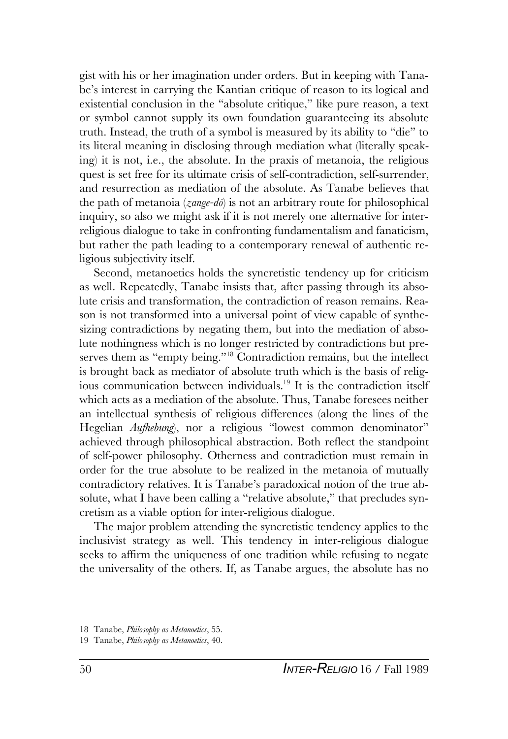gist with his or her imagination under orders. But in keeping with Tanabe's interest in carrying the Kantian critique of reason to its logical and existential conclusion in the "absolute critique," like pure reason, a text or symbol cannot supply its own foundation guaranteeing its absolute truth. Instead, the truth of a symbol is measured by its ability to "die" to its literal meaning in disclosing through mediation what (literally speaking) it is not, i.e., the absolute. In the praxis of metanoia, the religious quest is set free for its ultimate crisis of self-contradiction, self-surrender, and resurrection as mediation of the absolute. As Tanabe believes that the path of metanoia (*zange-dō*) is not an arbitrary route for philosophical inquiry, so also we might ask if it is not merely one alternative for inter-religious dialogue to take in confronting fundamentalism and fanaticism, but rather the path leading to a contemporary renewal of authentic religious subjectivity itself.

Second, metanoetics holds the syncretistic tendency up for criticism as well. Repeatedly, Tanabe insists that, after passing through its absolute crisis and transformation, the contradiction of reason remains. Reason is not transformed into a universal point of view capable of synthesizing contradictions by negating them, but into the mediation of absolute nothingness which is no longer restricted by contradictions but preserves them as "empty being."[18] Contradiction remains, but the intellect is brought back as mediator of absolute truth which is the basis of religious communication between individuals.[19] It is the contradiction itself which acts as a mediation of the absolute. Thus, Tanabe foresees neither an intellectual synthesis of religious differences (along the lines of the Hegelian *Aufhebung*), nor a religious "lowest common denominator" achieved through philosophical abstraction. Both reflect the standpoint of self-power philosophy. Otherness and contradiction must remain in order for the true absolute to be realized in the metanoia of mutually contradictory relatives. It is Tanabe's paradoxical notion of the true absolute, what I have been calling a "relative absolute," that precludes syncretism as a viable option for inter-religious dialogue.

The major problem attending the syncretistic tendency applies to the inclusivist strategy as well. This tendency in inter-religious dialogue seeks to affirm the uniqueness of one tradition while refusing to negate the universality of the others. If, as Tanabe argues, the absolute has no

---

18 Tanabe, *Philosophy as Metanoetics*, 55.

19 Tanabe, *Philosophy as Metanoetics*, 40.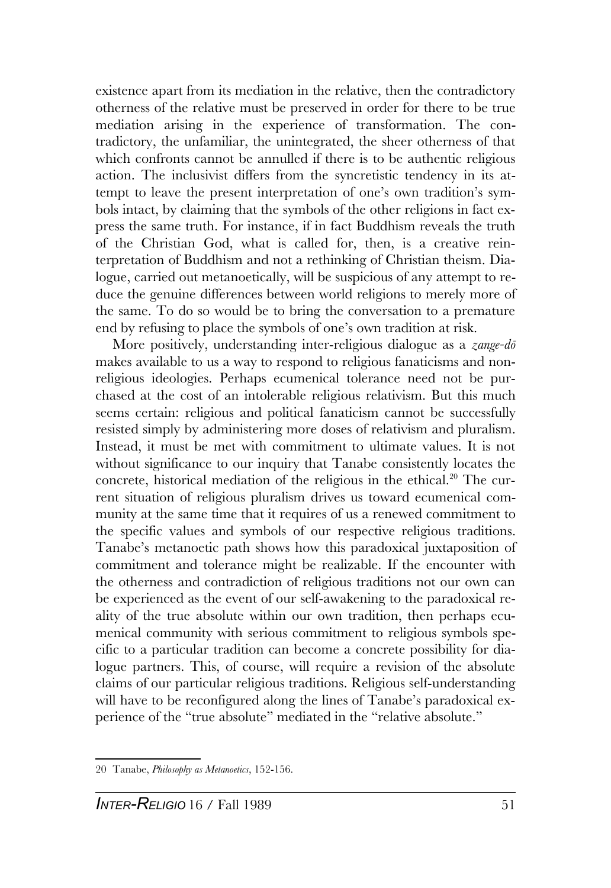existence apart from its mediation in the relative, then the contradictory otherness of the relative must be preserved in order for there to be true mediation arising in the experience of transformation. The contradictory, the unfamiliar, the unintegrated, the sheer otherness of that which confronts cannot be annulled if there is to be authentic religious action. The inclusivist differs from the syncretistic tendency in its attempt to leave the present interpretation of one's own tradition's symbols intact, by claiming that the symbols of the other religions in fact express the same truth. For instance, if in fact Buddhism reveals the truth of the Christian God, what is called for, then, is a creative reinterpretation of Buddhism and not a rethinking of Christian theism. Dialogue, carried out metanoetically, will be suspicious of any attempt to reduce the genuine differences between world religions to merely more of the same. To do so would be to bring the conversation to a premature end by refusing to place the symbols of one's own tradition at risk.

More positively, understanding inter-religious dialogue as a *zange-dō* makes available to us a way to respond to religious fanaticisms and nonreligious ideologies. Perhaps ecumenical tolerance need not be purchased at the cost of an intolerable religious relativism. But this much seems certain: religious and political fanaticism cannot be successfully resisted simply by administering more doses of relativism and pluralism. Instead, it must be met with commitment to ultimate values. It is not without significance to our inquiry that Tanabe consistently locates the concrete, historical mediation of the religious in the ethical.[20] The current situation of religious pluralism drives us toward ecumenical community at the same time that it requires of us a renewed commitment to the specific values and symbols of our respective religious traditions. Tanabe's metanoetic path shows how this paradoxical juxtaposition of commitment and tolerance might be realizable. If the encounter with the otherness and contradiction of religious traditions not our own can be experienced as the event of our self-awakening to the paradoxical reality of the true absolute within our own tradition, then perhaps ecumenical community with serious commitment to religious symbols specific to a particular tradition can become a concrete possibility for dialogue partners. This, of course, will require a revision of the absolute claims of our particular religious traditions. Religious self-understanding will have to be reconfigured along the lines of Tanabe's paradoxical experience of the "true absolute" mediated in the "relative absolute."

[20] Tanabe, *Philosophy as Metanoetics*, 152-156.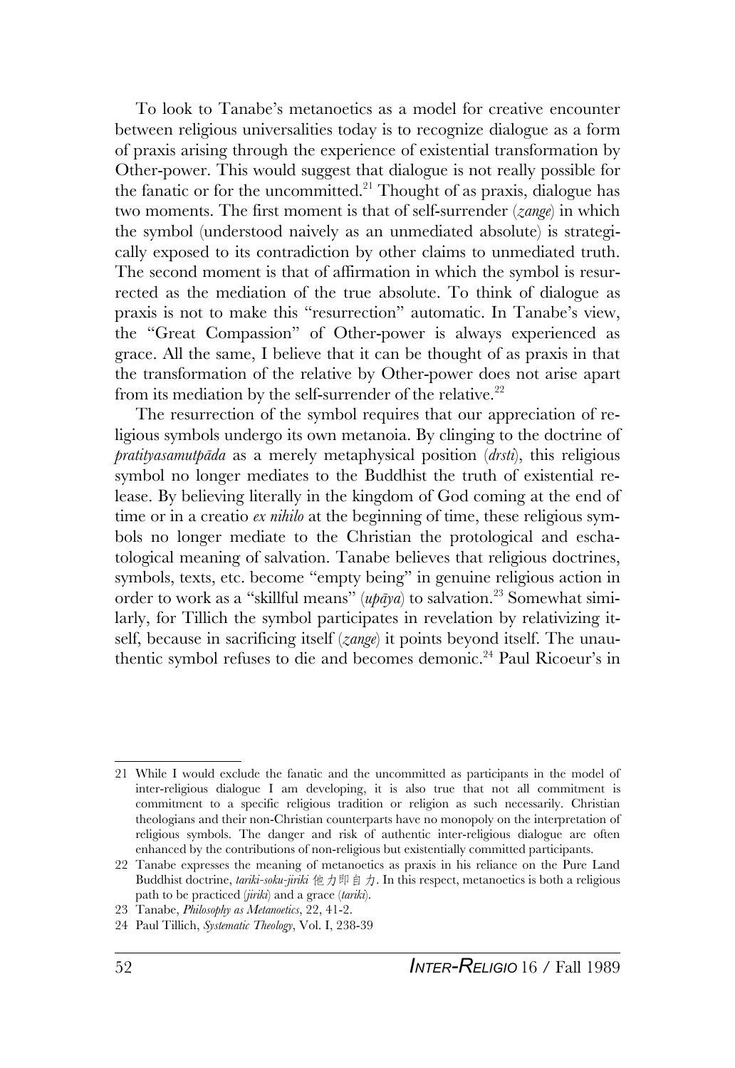To look to Tanabe's metanoetics as a model for creative encounter between religious universalities today is to recognize dialogue as a form of praxis arising through the experience of existential transformation by Other-power. This would suggest that dialogue is not really possible for the fanatic or for the uncommitted.[21] Thought of as praxis, dialogue has two moments. The first moment is that of self-surrender (*zange*) in which the symbol (understood naively as an unmediated absolute) is strategically exposed to its contradiction by other claims to unmediated truth. The second moment is that of affirmation in which the symbol is resurrected as the mediation of the true absolute. To think of dialogue as praxis is not to make this "resurrection" automatic. In Tanabe's view, the "Great Compassion" of Other-power is always experienced as grace. All the same, I believe that it can be thought of as praxis in that the transformation of the relative by Other-power does not arise apart from its mediation by the self-surrender of the relative.[22]

The resurrection of the symbol requires that our appreciation of religious symbols undergo its own metanoia. By clinging to the doctrine of *pratityasamutpāda* as a merely metaphysical position (*drsti*), this religious symbol no longer mediates to the Buddhist the truth of existential release. By believing literally in the kingdom of God coming at the end of time or in a creatio *ex nihilo* at the beginning of time, these religious symbols no longer mediate to the Christian the protological and eschatological meaning of salvation. Tanabe believes that religious doctrines, symbols, texts, etc. become "empty being" in genuine religious action in order to work as a "skillful means" (*upāya*) to salvation.[23] Somewhat similarly, for Tillich the symbol participates in revelation by relativizing itself, because in sacrificing itself (*zange*) it points beyond itself. The unauthentic symbol refuses to die and becomes demonic.[24] Paul Ricoeur's in

---

21 While I would exclude the fanatic and the uncommitted as participants in the model of inter-religious dialogue I am developing, it is also true that not all commitment is commitment to a specific religious tradition or religion as such necessarily. Christian theologians and their non-Christian counterparts have no monopoly on the interpretation of religious symbols. The danger and risk of authentic inter-religious dialogue are often enhanced by the contributions of non-religious but existentially committed participants.

22 Tanabe expresses the meaning of metanoetics as praxis in his reliance on the Pure Land Buddhist doctrine, *tariki-soku-jiriki* 他力即自力. In this respect, metanoetics is both a religious path to be practiced (*jiriki*) and a grace (*tariki*).

23 Tanabe, *Philosophy as Metanoetics*, 22, 41-2.

24 Paul Tillich, *Systematic Theology*, Vol. I, 238-39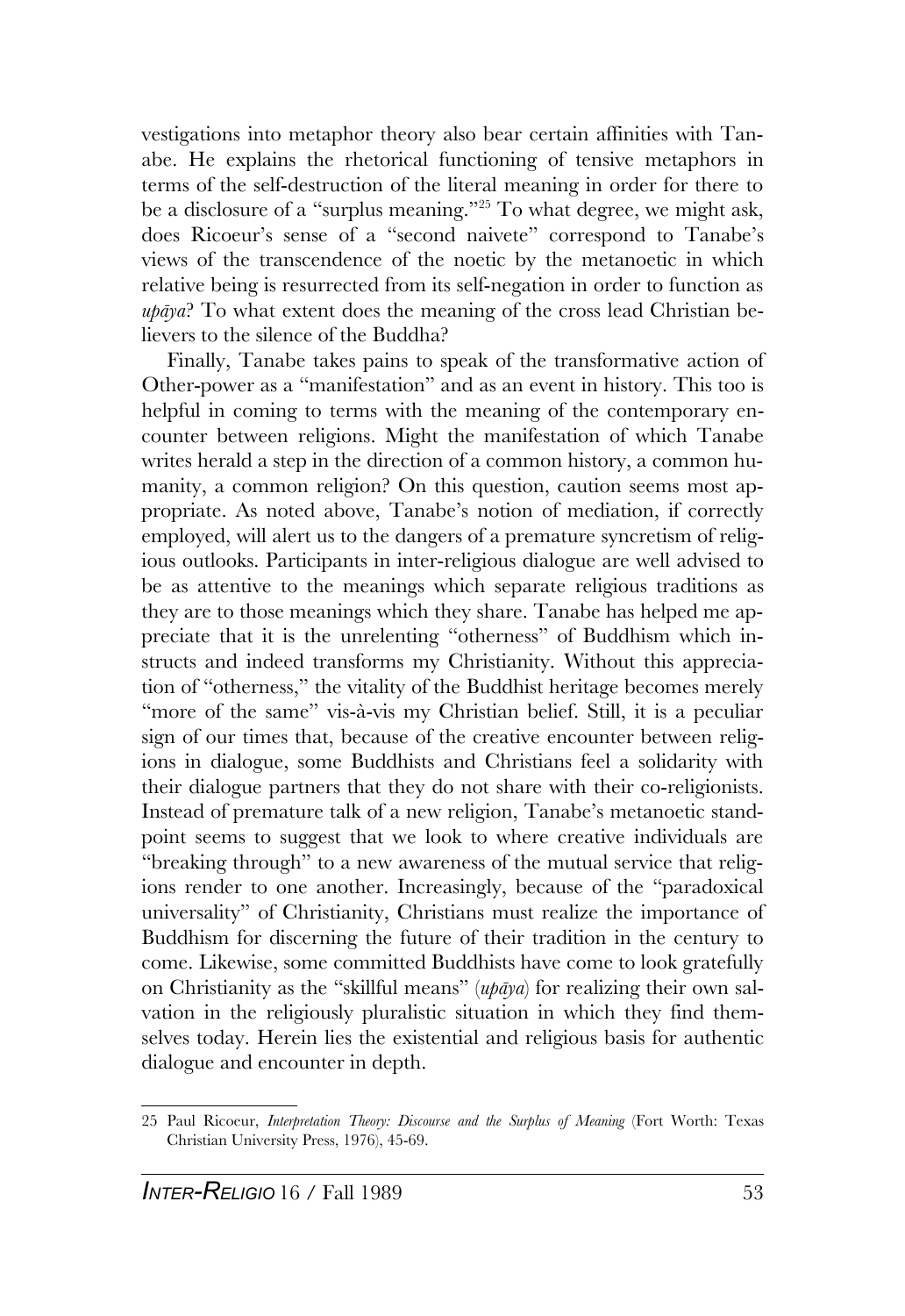vestigations into metaphor theory also bear certain affinities with Tanabe. He explains the rhetorical functioning of tensive metaphors in terms of the self-destruction of the literal meaning in order for there to be a disclosure of a "surplus meaning."[25] To what degree, we might ask, does Ricoeur's sense of a "second naivete" correspond to Tanabe's views of the transcendence of the noetic by the metanoetic in which relative being is resurrected from its self-negation in order to function as *upāya*? To what extent does the meaning of the cross lead Christian believers to the silence of the Buddha?

Finally, Tanabe takes pains to speak of the transformative action of Other-power as a "manifestation" and as an event in history. This too is helpful in coming to terms with the meaning of the contemporary encounter between religions. Might the manifestation of which Tanabe writes herald a step in the direction of a common history, a common humanity, a common religion? On this question, caution seems most appropriate. As noted above, Tanabe's notion of mediation, if correctly employed, will alert us to the dangers of a premature syncretism of religious outlooks. Participants in inter-religious dialogue are well advised to be as attentive to the meanings which separate religious traditions as they are to those meanings which they share. Tanabe has helped me appreciate that it is the unrelenting "otherness" of Buddhism which instructs and indeed transforms my Christianity. Without this appreciation of "otherness," the vitality of the Buddhist heritage becomes merely "more of the same" vis-à-vis my Christian belief. Still, it is a peculiar sign of our times that, because of the creative encounter between religions in dialogue, some Buddhists and Christians feel a solidarity with their dialogue partners that they do not share with their co-religionists. Instead of premature talk of a new religion, Tanabe's metanoetic standpoint seems to suggest that we look to where creative individuals are "breaking through" to a new awareness of the mutual service that religions render to one another. Increasingly, because of the "paradoxical universality" of Christianity, Christians must realize the importance of Buddhism for discerning the future of their tradition in the century to come. Likewise, some committed Buddhists have come to look gratefully on Christianity as the "skillful means" (*upāya*) for realizing their own salvation in the religiously pluralistic situation in which they find themselves today. Herein lies the existential and religious basis for authentic dialogue and encounter in depth.

---

25 Paul Ricoeur, *Interpretation Theory: Discourse and the Surplus of Meaning* (Fort Worth: Texas Christian University Press, 1976), 45-69.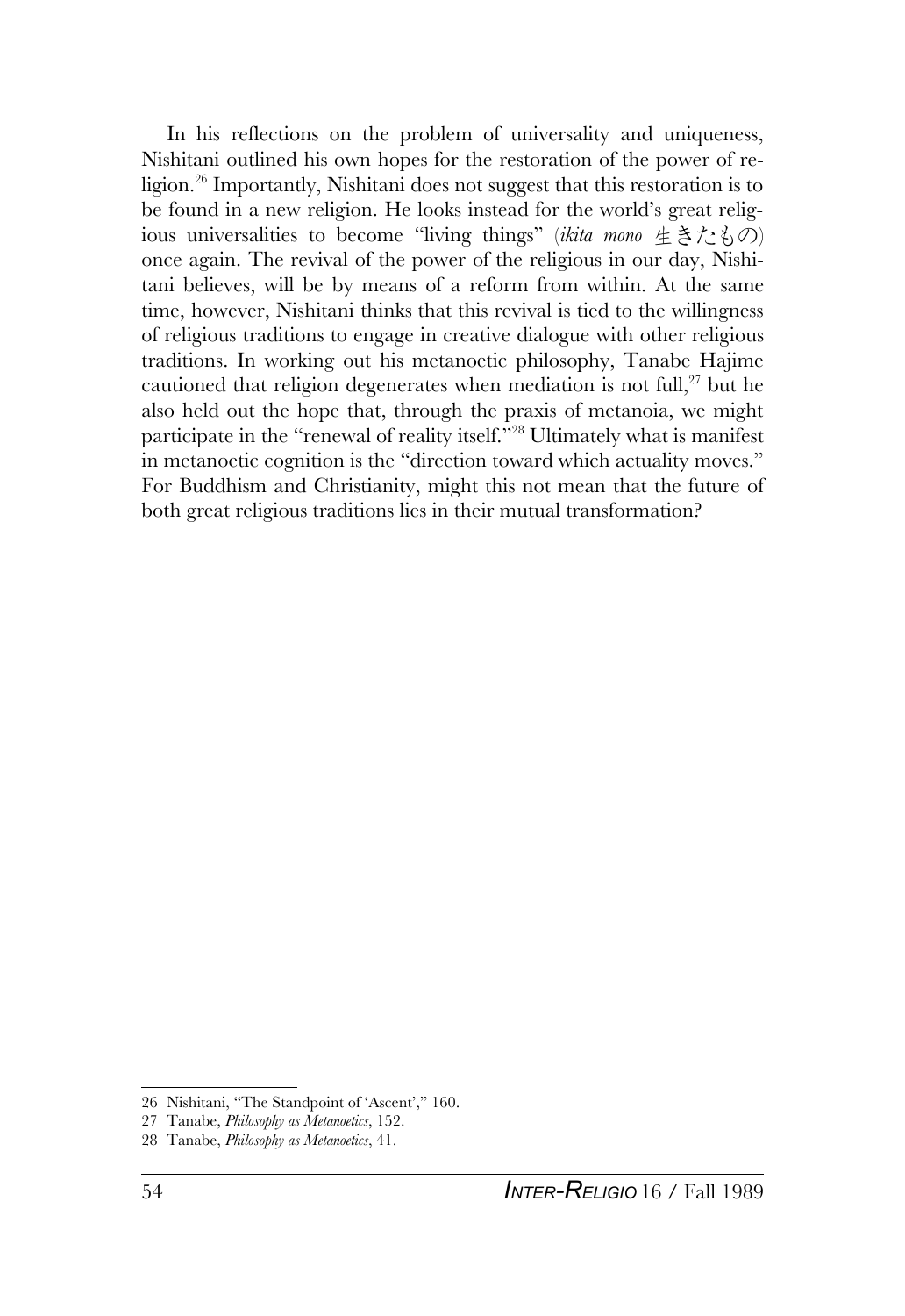In his reflections on the problem of universality and uniqueness, Nishitani outlined his own hopes for the restoration of the power of religion.[26] Importantly, Nishitani does not suggest that this restoration is to be found in a new religion. He looks instead for the world's great religious universalities to become "living things" (*ikita mono* 生きたもの) once again. The revival of the power of the religious in our day, Nishitani believes, will be by means of a reform from within. At the same time, however, Nishitani thinks that this revival is tied to the willingness of religious traditions to engage in creative dialogue with other religious traditions. In working out his metanoetic philosophy, Tanabe Hajime cautioned that religion degenerates when mediation is not full,[27] but he also held out the hope that, through the praxis of metanoia, we might participate in the "renewal of reality itself."[28] Ultimately what is manifest in metanoetic cognition is the "direction toward which actuality moves." For Buddhism and Christianity, might this not mean that the future of both great religious traditions lies in their mutual transformation?

---

26 Nishitani, "The Standpoint of 'Ascent'," 160.

27 Tanabe, *Philosophy as Metanoetics*, 152.

28 Tanabe, *Philosophy as Metanoetics*, 41.